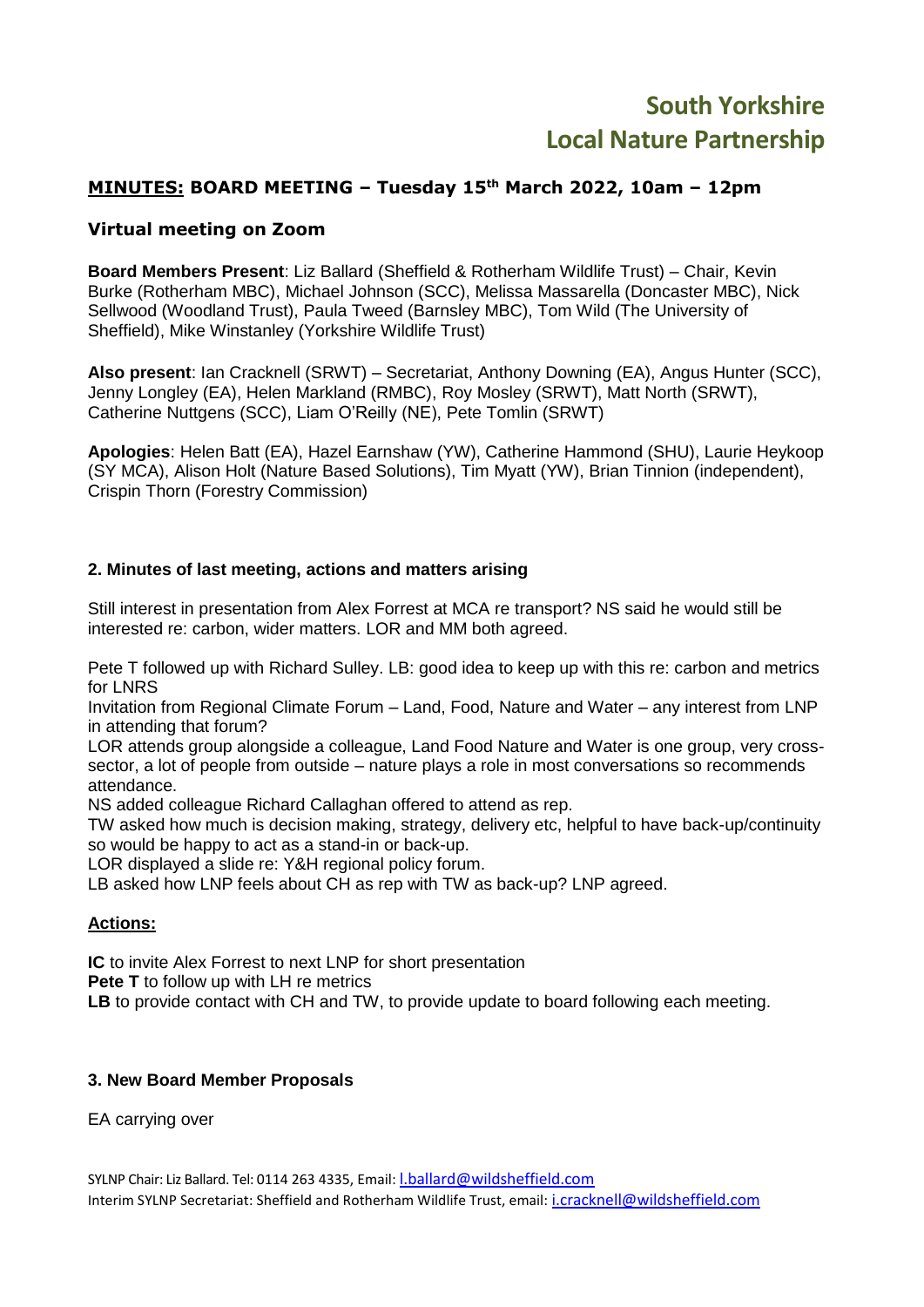# South Yorkshire Local Nature Partnership

## MINUTES: BOARD MEETING – Tuesday 15th March 2022, 10am – 12pm

### Virtual meeting on Zoom

**Board Members Present**: Liz Ballard (Sheffield & Rotherham Wildlife Trust) – Chair, Kevin Burke (Rotherham MBC), Michael Johnson (SCC), Melissa Massarella (Doncaster MBC), Nick Sellwood (Woodland Trust), Paula Tweed (Barnsley MBC), Tom Wild (The University of Sheffield), Mike Winstanley (Yorkshire Wildlife Trust)

**Also present**: Ian Cracknell (SRWT) – Secretariat, Anthony Downing (EA), Angus Hunter (SCC), Jenny Longley (EA), Helen Markland (RMBC), Roy Mosley (SRWT), Matt North (SRWT), Catherine Nuttgens (SCC), Liam O'Reilly (NE), Pete Tomlin (SRWT)

**Apologies**: Helen Batt (EA), Hazel Earnshaw (YW), Catherine Hammond (SHU), Laurie Heykoop (SY MCA), Alison Holt (Nature Based Solutions), Tim Myatt (YW), Brian Tinnion (independent), Crispin Thorn (Forestry Commission)

#### 2. Minutes of last meeting, actions and matters arising

Still interest in presentation from Alex Forrest at MCA re transport? NS said he would still be interested re: carbon, wider matters. LOR and MM both agreed.

Pete T followed up with Richard Sulley. LB: good idea to keep up with this re: carbon and metrics for LNRS
Invitation from Regional Climate Forum – Land, Food, Nature and Water – any interest from LNP in attending that forum?
LOR attends group alongside a colleague, Land Food Nature and Water is one group, very cross-sector, a lot of people from outside – nature plays a role in most conversations so recommends attendance.
NS added colleague Richard Callaghan offered to attend as rep.
TW asked how much is decision making, strategy, delivery etc, helpful to have back-up/continuity so would be happy to act as a stand-in or back-up.
LOR displayed a slide re: Y&H regional policy forum.
LB asked how LNP feels about CH as rep with TW as back-up? LNP agreed.

**Actions:**

**IC** to invite Alex Forrest to next LNP for short presentation
**Pete T** to follow up with LH re metrics
**LB** to provide contact with CH and TW, to provide update to board following each meeting.

#### 3. New Board Member Proposals

EA carrying over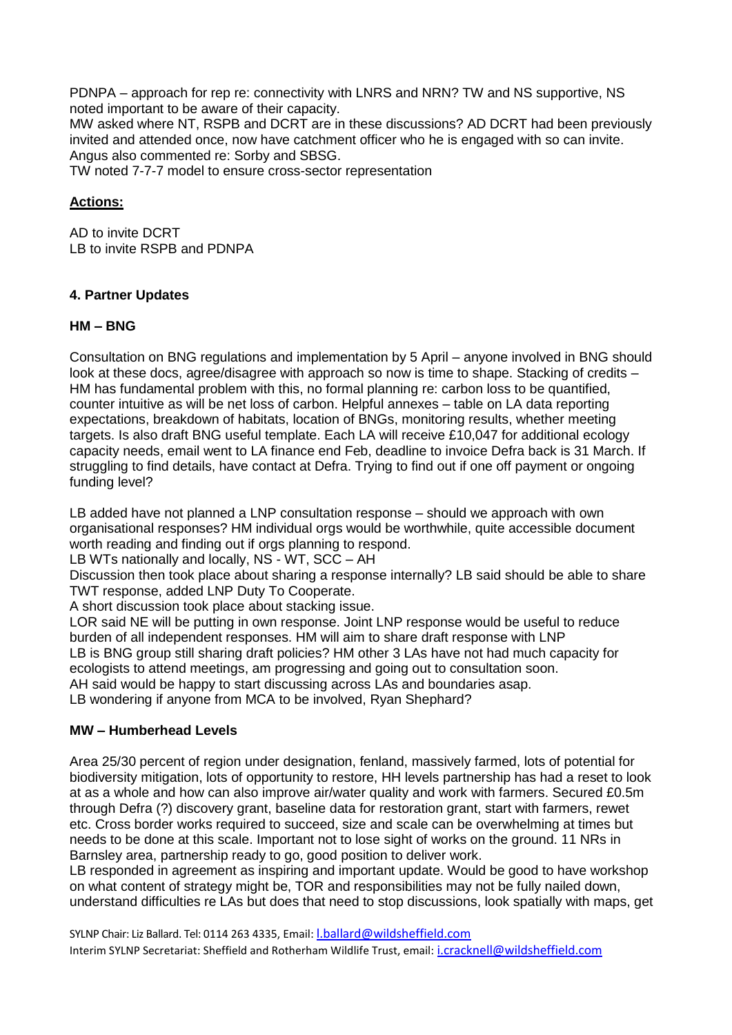PDNPA – approach for rep re: connectivity with LNRS and NRN? TW and NS supportive, NS noted important to be aware of their capacity.
MW asked where NT, RSPB and DCRT are in these discussions? AD DCRT had been previously invited and attended once, now have catchment officer who he is engaged with so can invite. Angus also commented re: Sorby and SBSG.
TW noted 7-7-7 model to ensure cross-sector representation

**Actions:**

AD to invite DCRT
LB to invite RSPB and PDNPA

### 4. Partner Updates

#### HM – BNG

Consultation on BNG regulations and implementation by 5 April – anyone involved in BNG should look at these docs, agree/disagree with approach so now is time to shape. Stacking of credits – HM has fundamental problem with this, no formal planning re: carbon loss to be quantified, counter intuitive as will be net loss of carbon. Helpful annexes – table on LA data reporting expectations, breakdown of habitats, location of BNGs, monitoring results, whether meeting targets. Is also draft BNG useful template. Each LA will receive £10,047 for additional ecology capacity needs, email went to LA finance end Feb, deadline to invoice Defra back is 31 March. If struggling to find details, have contact at Defra. Trying to find out if one off payment or ongoing funding level?

LB added have not planned a LNP consultation response – should we approach with own organisational responses? HM individual orgs would be worthwhile, quite accessible document worth reading and finding out if orgs planning to respond.
LB WTs nationally and locally, NS - WT, SCC – AH
Discussion then took place about sharing a response internally? LB said should be able to share TWT response, added LNP Duty To Cooperate.
A short discussion took place about stacking issue.
LOR said NE will be putting in own response. Joint LNP response would be useful to reduce burden of all independent responses. HM will aim to share draft response with LNP
LB is BNG group still sharing draft policies? HM other 3 LAs have not had much capacity for ecologists to attend meetings, am progressing and going out to consultation soon.
AH said would be happy to start discussing across LAs and boundaries asap.
LB wondering if anyone from MCA to be involved, Ryan Shephard?

#### MW – Humberhead Levels

Area 25/30 percent of region under designation, fenland, massively farmed, lots of potential for biodiversity mitigation, lots of opportunity to restore, HH levels partnership has had a reset to look at as a whole and how can also improve air/water quality and work with farmers. Secured £0.5m through Defra (?) discovery grant, baseline data for restoration grant, start with farmers, rewet etc. Cross border works required to succeed, size and scale can be overwhelming at times but needs to be done at this scale. Important not to lose sight of works on the ground. 11 NRs in Barnsley area, partnership ready to go, good position to deliver work.
LB responded in agreement as inspiring and important update. Would be good to have workshop on what content of strategy might be, TOR and responsibilities may not be fully nailed down, understand difficulties re LAs but does that need to stop discussions, look spatially with maps, get

SYLNP Chair: Liz Ballard. Tel: 0114 263 4335, Email: l.ballard@wildsheffield.com
Interim SYLNP Secretariat: Sheffield and Rotherham Wildlife Trust, email: i.cracknell@wildsheffield.com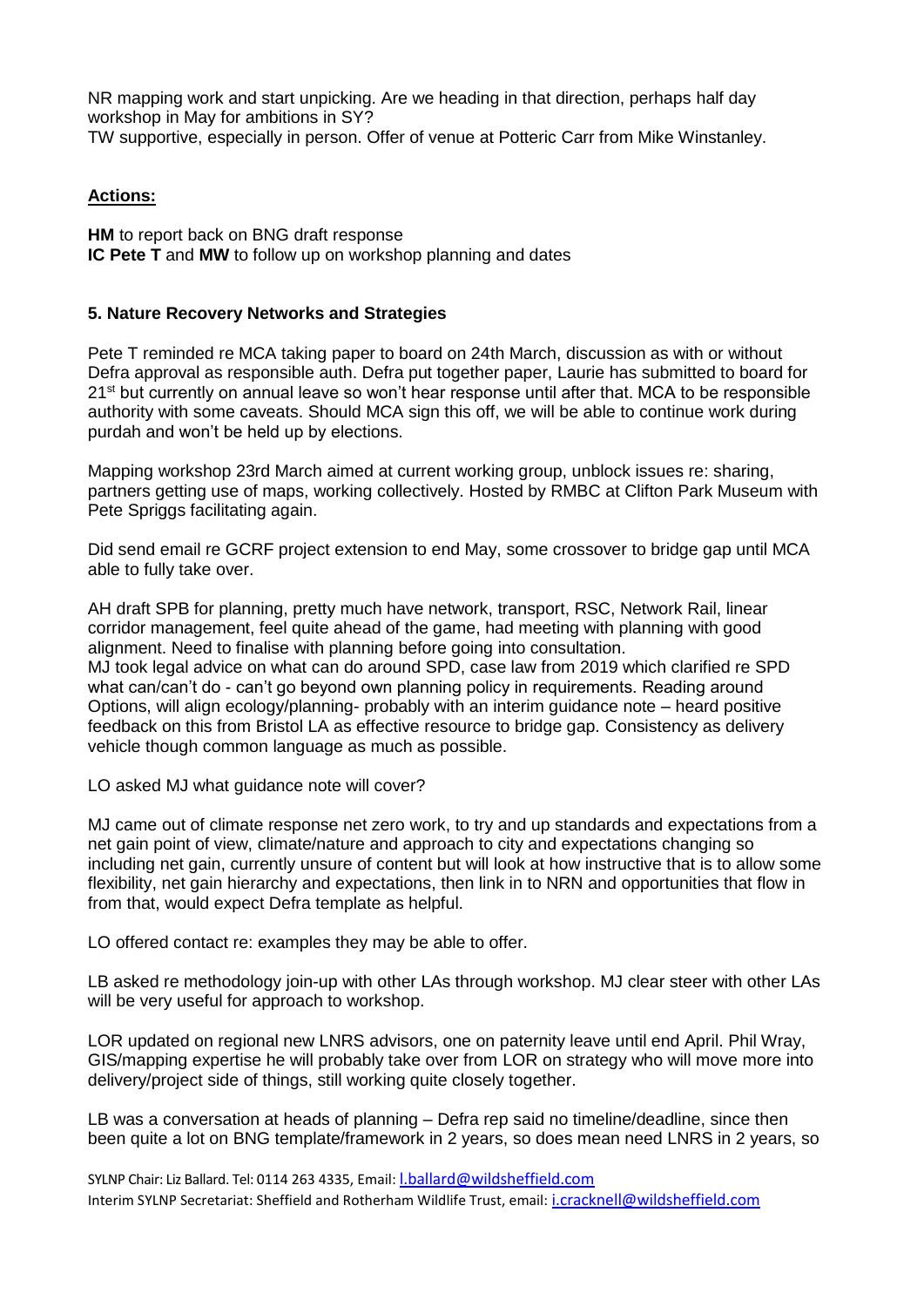NR mapping work and start unpicking. Are we heading in that direction, perhaps half day workshop in May for ambitions in SY?
TW supportive, especially in person. Offer of venue at Potteric Carr from Mike Winstanley.

**Actions:**

**HM** to report back on BNG draft response
**IC Pete T** and **MW** to follow up on workshop planning and dates

**5. Nature Recovery Networks and Strategies**

Pete T reminded re MCA taking paper to board on 24th March, discussion as with or without Defra approval as responsible auth. Defra put together paper, Laurie has submitted to board for 21st but currently on annual leave so won't hear response until after that. MCA to be responsible authority with some caveats. Should MCA sign this off, we will be able to continue work during purdah and won't be held up by elections.

Mapping workshop 23rd March aimed at current working group, unblock issues re: sharing, partners getting use of maps, working collectively. Hosted by RMBC at Clifton Park Museum with Pete Spriggs facilitating again.

Did send email re GCRF project extension to end May, some crossover to bridge gap until MCA able to fully take over.

AH draft SPB for planning, pretty much have network, transport, RSC, Network Rail, linear corridor management, feel quite ahead of the game, had meeting with planning with good alignment. Need to finalise with planning before going into consultation.
MJ took legal advice on what can do around SPD, case law from 2019 which clarified re SPD what can/can't do - can't go beyond own planning policy in requirements. Reading around Options, will align ecology/planning- probably with an interim guidance note – heard positive feedback on this from Bristol LA as effective resource to bridge gap. Consistency as delivery vehicle though common language as much as possible.

LO asked MJ what guidance note will cover?

MJ came out of climate response net zero work, to try and up standards and expectations from a net gain point of view, climate/nature and approach to city and expectations changing so including net gain, currently unsure of content but will look at how instructive that is to allow some flexibility, net gain hierarchy and expectations, then link in to NRN and opportunities that flow in from that, would expect Defra template as helpful.

LO offered contact re: examples they may be able to offer.

LB asked re methodology join-up with other LAs through workshop. MJ clear steer with other LAs will be very useful for approach to workshop.

LOR updated on regional new LNRS advisors, one on paternity leave until end April. Phil Wray, GIS/mapping expertise he will probably take over from LOR on strategy who will move more into delivery/project side of things, still working quite closely together.

LB was a conversation at heads of planning – Defra rep said no timeline/deadline, since then been quite a lot on BNG template/framework in 2 years, so does mean need LNRS in 2 years, so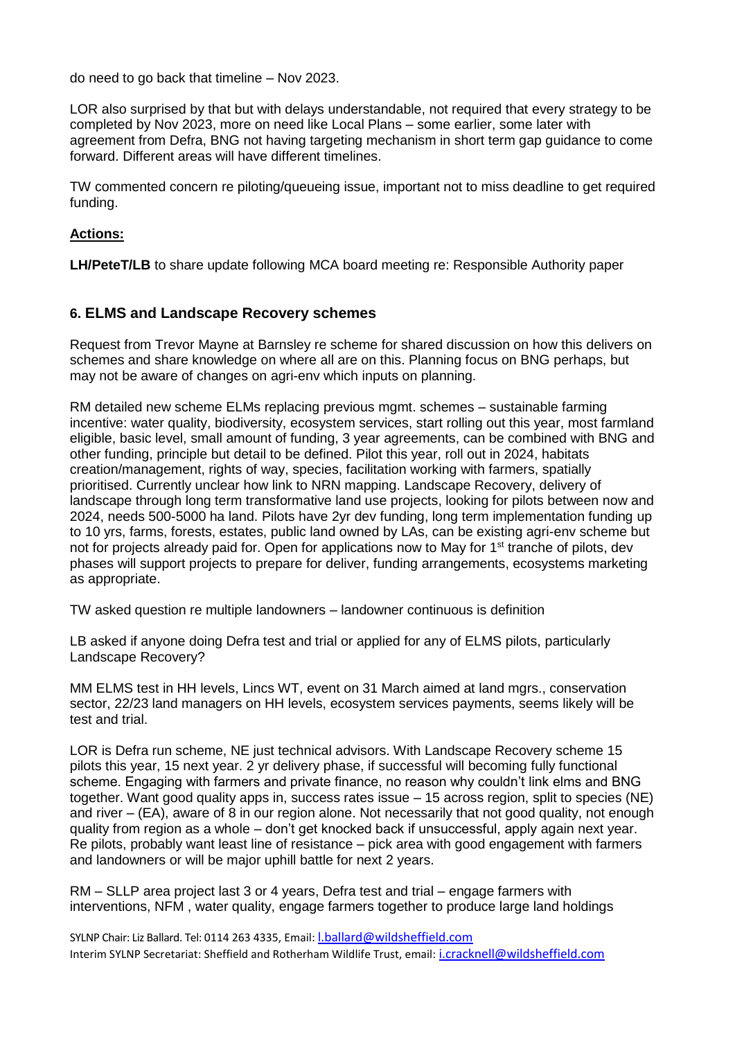do need to go back that timeline – Nov 2023.

LOR also surprised by that but with delays understandable, not required that every strategy to be completed by Nov 2023, more on need like Local Plans – some earlier, some later with agreement from Defra, BNG not having targeting mechanism in short term gap guidance to come forward. Different areas will have different timelines.

TW commented concern re piloting/queueing issue, important not to miss deadline to get required funding.

**Actions:**

**LH/PeteT/LB** to share update following MCA board meeting re: Responsible Authority paper

### 6. ELMS and Landscape Recovery schemes

Request from Trevor Mayne at Barnsley re scheme for shared discussion on how this delivers on schemes and share knowledge on where all are on this. Planning focus on BNG perhaps, but may not be aware of changes on agri-env which inputs on planning.

RM detailed new scheme ELMs replacing previous mgmt. schemes – sustainable farming incentive: water quality, biodiversity, ecosystem services, start rolling out this year, most farmland eligible, basic level, small amount of funding, 3 year agreements, can be combined with BNG and other funding, principle but detail to be defined. Pilot this year, roll out in 2024, habitats creation/management, rights of way, species, facilitation working with farmers, spatially prioritised. Currently unclear how link to NRN mapping. Landscape Recovery, delivery of landscape through long term transformative land use projects, looking for pilots between now and 2024, needs 500-5000 ha land. Pilots have 2yr dev funding, long term implementation funding up to 10 yrs, farms, forests, estates, public land owned by LAs, can be existing agri-env scheme but not for projects already paid for. Open for applications now to May for 1st tranche of pilots, dev phases will support projects to prepare for deliver, funding arrangements, ecosystems marketing as appropriate.

TW asked question re multiple landowners – landowner continuous is definition

LB asked if anyone doing Defra test and trial or applied for any of ELMS pilots, particularly Landscape Recovery?

MM ELMS test in HH levels, Lincs WT, event on 31 March aimed at land mgrs., conservation sector, 22/23 land managers on HH levels, ecosystem services payments, seems likely will be test and trial.

LOR is Defra run scheme, NE just technical advisors. With Landscape Recovery scheme 15 pilots this year, 15 next year. 2 yr delivery phase, if successful will becoming fully functional scheme. Engaging with farmers and private finance, no reason why couldn't link elms and BNG together. Want good quality apps in, success rates issue – 15 across region, split to species (NE) and river – (EA), aware of 8 in our region alone. Not necessarily that not good quality, not enough quality from region as a whole – don't get knocked back if unsuccessful, apply again next year. Re pilots, probably want least line of resistance – pick area with good engagement with farmers and landowners or will be major uphill battle for next 2 years.

RM – SLLP area project last 3 or 4 years, Defra test and trial – engage farmers with interventions, NFM , water quality, engage farmers together to produce large land holdings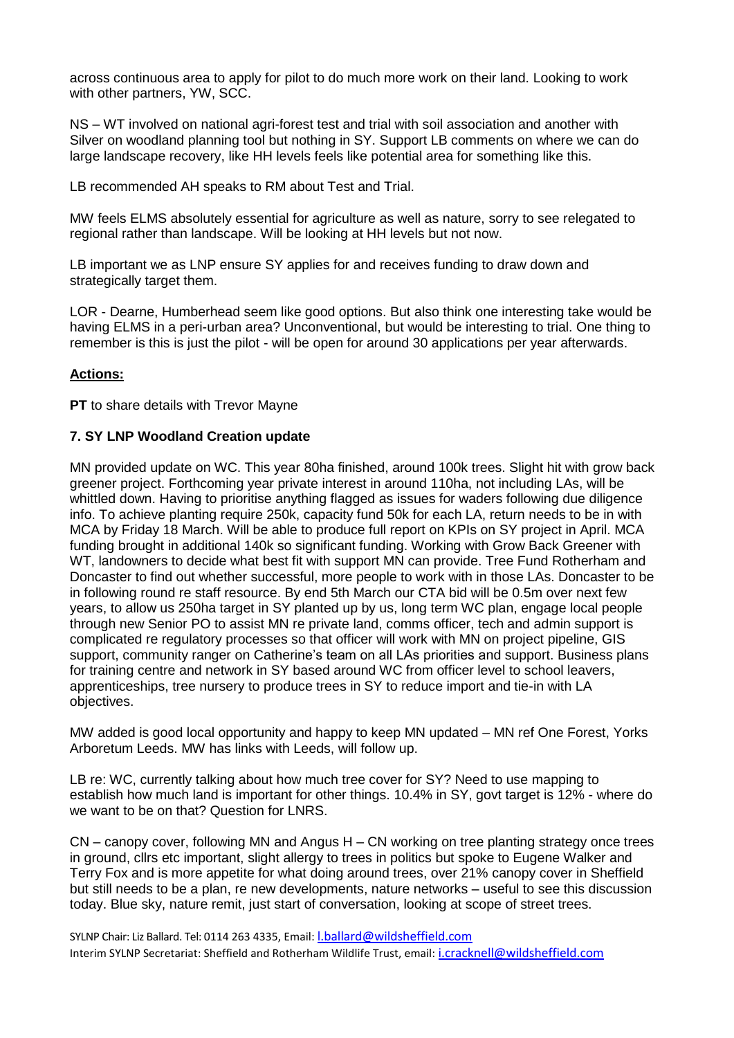across continuous area to apply for pilot to do much more work on their land. Looking to work with other partners, YW, SCC.

NS – WT involved on national agri-forest test and trial with soil association and another with Silver on woodland planning tool but nothing in SY. Support LB comments on where we can do large landscape recovery, like HH levels feels like potential area for something like this.

LB recommended AH speaks to RM about Test and Trial.

MW feels ELMS absolutely essential for agriculture as well as nature, sorry to see relegated to regional rather than landscape. Will be looking at HH levels but not now.

LB important we as LNP ensure SY applies for and receives funding to draw down and strategically target them.

LOR - Dearne, Humberhead seem like good options. But also think one interesting take would be having ELMS in a peri-urban area? Unconventional, but would be interesting to trial. One thing to remember is this is just the pilot - will be open for around 30 applications per year afterwards.

**Actions:**

**PT** to share details with Trevor Mayne

**7. SY LNP Woodland Creation update**

MN provided update on WC. This year 80ha finished, around 100k trees. Slight hit with grow back greener project. Forthcoming year private interest in around 110ha, not including LAs, will be whittled down. Having to prioritise anything flagged as issues for waders following due diligence info. To achieve planting require 250k, capacity fund 50k for each LA, return needs to be in with MCA by Friday 18 March. Will be able to produce full report on KPIs on SY project in April. MCA funding brought in additional 140k so significant funding. Working with Grow Back Greener with WT, landowners to decide what best fit with support MN can provide. Tree Fund Rotherham and Doncaster to find out whether successful, more people to work with in those LAs. Doncaster to be in following round re staff resource. By end 5th March our CTA bid will be 0.5m over next few years, to allow us 250ha target in SY planted up by us, long term WC plan, engage local people through new Senior PO to assist MN re private land, comms officer, tech and admin support is complicated re regulatory processes so that officer will work with MN on project pipeline, GIS support, community ranger on Catherine's team on all LAs priorities and support. Business plans for training centre and network in SY based around WC from officer level to school leavers, apprenticeships, tree nursery to produce trees in SY to reduce import and tie-in with LA objectives.

MW added is good local opportunity and happy to keep MN updated – MN ref One Forest, Yorks Arboretum Leeds. MW has links with Leeds, will follow up.

LB re: WC, currently talking about how much tree cover for SY? Need to use mapping to establish how much land is important for other things. 10.4% in SY, govt target is 12% - where do we want to be on that? Question for LNRS.

CN – canopy cover, following MN and Angus H – CN working on tree planting strategy once trees in ground, cllrs etc important, slight allergy to trees in politics but spoke to Eugene Walker and Terry Fox and is more appetite for what doing around trees, over 21% canopy cover in Sheffield but still needs to be a plan, re new developments, nature networks – useful to see this discussion today. Blue sky, nature remit, just start of conversation, looking at scope of street trees.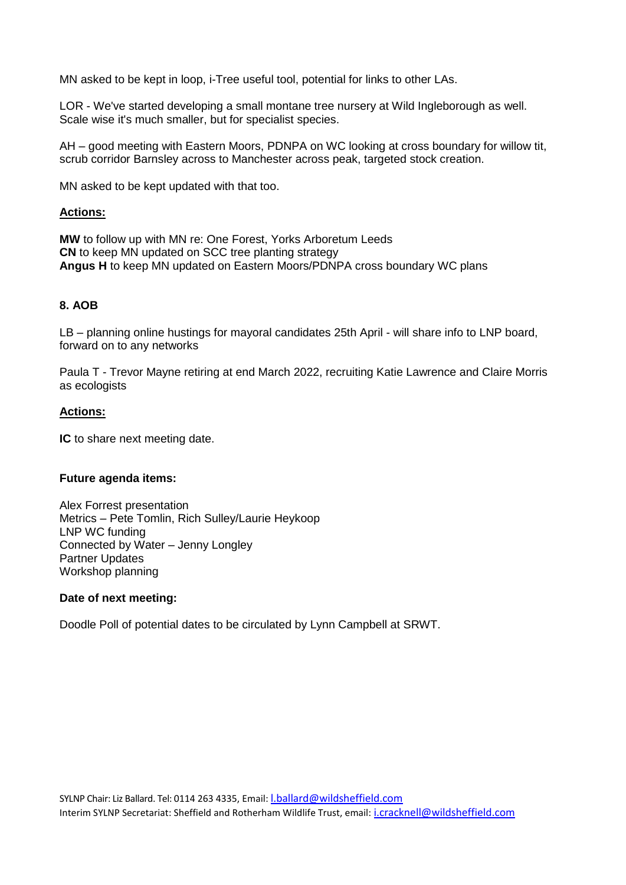MN asked to be kept in loop, i-Tree useful tool, potential for links to other LAs.

LOR - We've started developing a small montane tree nursery at Wild Ingleborough as well. Scale wise it's much smaller, but for specialist species.

AH – good meeting with Eastern Moors, PDNPA on WC looking at cross boundary for willow tit, scrub corridor Barnsley across to Manchester across peak, targeted stock creation.

MN asked to be kept updated with that too.

**Actions:**

**MW** to follow up with MN re: One Forest, Yorks Arboretum Leeds
**CN** to keep MN updated on SCC tree planting strategy
**Angus H** to keep MN updated on Eastern Moors/PDNPA cross boundary WC plans

### 8. AOB

LB – planning online hustings for mayoral candidates 25th April - will share info to LNP board, forward on to any networks

Paula T - Trevor Mayne retiring at end March 2022, recruiting Katie Lawrence and Claire Morris as ecologists

**Actions:**

**IC** to share next meeting date.

**Future agenda items:**

Alex Forrest presentation
Metrics – Pete Tomlin, Rich Sulley/Laurie Heykoop
LNP WC funding
Connected by Water – Jenny Longley
Partner Updates
Workshop planning

**Date of next meeting:**

Doodle Poll of potential dates to be circulated by Lynn Campbell at SRWT.

SYLNP Chair: Liz Ballard. Tel: 0114 263 4335, Email: l.ballard@wildsheffield.com
Interim SYLNP Secretariat: Sheffield and Rotherham Wildlife Trust, email: i.cracknell@wildsheffield.com